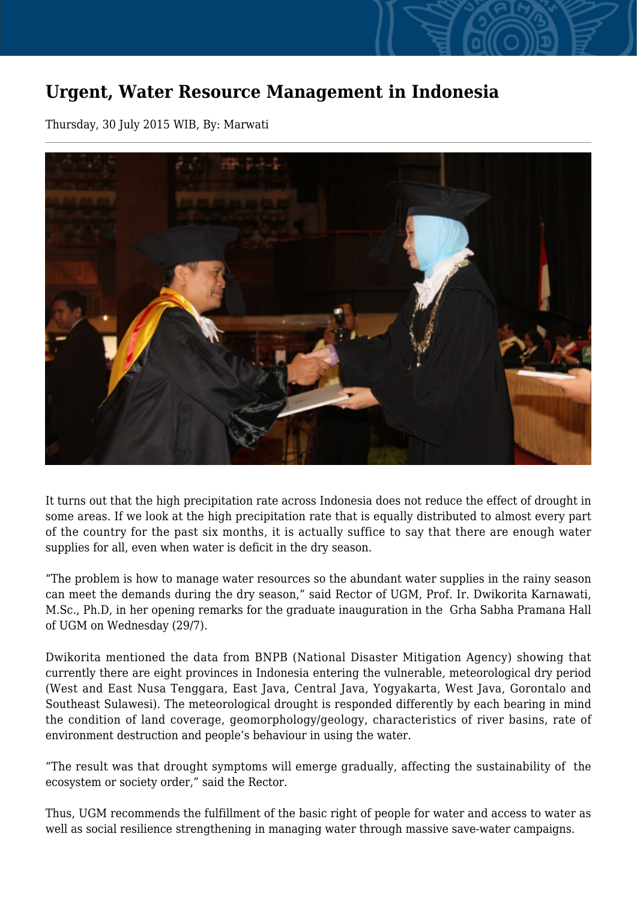# Urgent, Water Resource Management in Indonesia

Thursday, 30 July 2015 WIB, By: Marwati

It turns out that the high precipitation rate across Indonesia does not reduce the effect of drought in some areas. If we look at the high precipitation rate that is equally distributed to almost every part of the country for the past six months, it is actually suffice to say that there are enough water supplies for all, even when water is deficit in the dry season.

"The problem is how to manage water resources so the abundant water supplies in the rainy season can meet the demands during the dry season," said Rector of UGM, Prof. Ir. Dwikorita Karnawati, M.Sc., Ph.D, in her opening remarks for the graduate inauguration in the Grha Sabha Pramana Hall of UGM on Wednesday (29/7).

Dwikorita mentioned the data from BNPB (National Disaster Mitigation Agency) showing that currently there are eight provinces in Indonesia entering the vulnerable, meteorological dry period (West and East Nusa Tenggara, East Java, Central Java, Yogyakarta, West Java, Gorontalo and Southeast Sulawesi). The meteorological drought is responded differently by each bearing in mind the condition of land coverage, geomorphology/geology, characteristics of river basins, rate of environment destruction and people's behaviour in using the water.

"The result was that drought symptoms will emerge gradually, affecting the sustainability of the ecosystem or society order," said the Rector.

Thus, UGM recommends the fulfillment of the basic right of people for water and access to water as well as social resilience strengthening in managing water through massive save-water campaigns.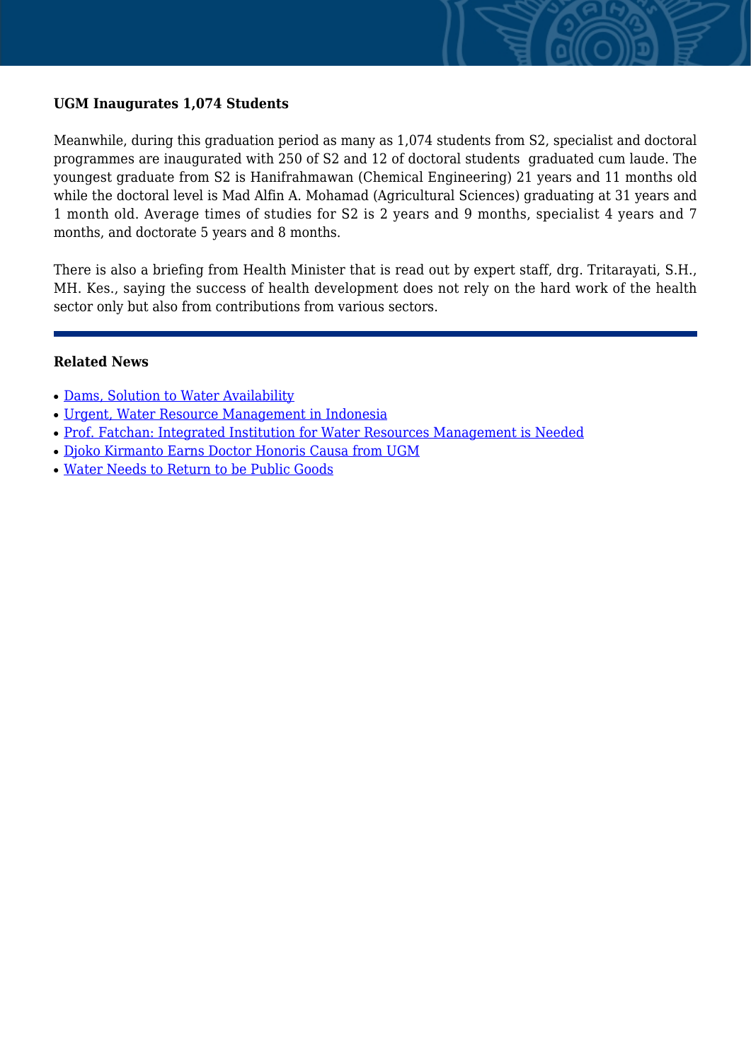**UGM Inaugurates 1,074 Students**

Meanwhile, during this graduation period as many as 1,074 students from S2, specialist and doctoral programmes are inaugurated with 250 of S2 and 12 of doctoral students graduated cum laude. The youngest graduate from S2 is Hanifrahmawan (Chemical Engineering) 21 years and 11 months old while the doctoral level is Mad Alfin A. Mohamad (Agricultural Sciences) graduating at 31 years and 1 month old. Average times of studies for S2 is 2 years and 9 months, specialist 4 years and 7 months, and doctorate 5 years and 8 months.

There is also a briefing from Health Minister that is read out by expert staff, drg. Tritarayati, S.H., MH. Kes., saying the success of health development does not rely on the hard work of the health sector only but also from contributions from various sectors.

---

**Related News**

- Dams, Solution to Water Availability
- Urgent, Water Resource Management in Indonesia
- Prof. Fatchan: Integrated Institution for Water Resources Management is Needed
- Djoko Kirmanto Earns Doctor Honoris Causa from UGM
- Water Needs to Return to be Public Goods